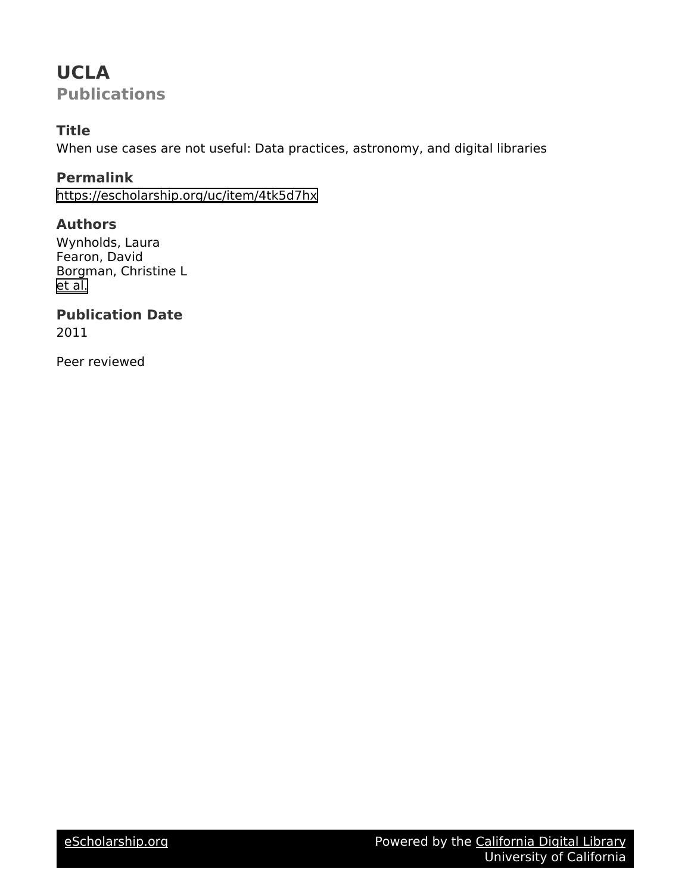# UCLA

## Publications

### Title

When use cases are not useful: Data practices, astronomy, and digital libraries

### Permalink

https://escholarship.org/uc/item/4tk5d7hx

### Authors

Wynholds, Laura
Fearon, David
Borgman, Christine L
et al.

### Publication Date

2011

Peer reviewed

eScholarship.org Powered by the California Digital Library University of California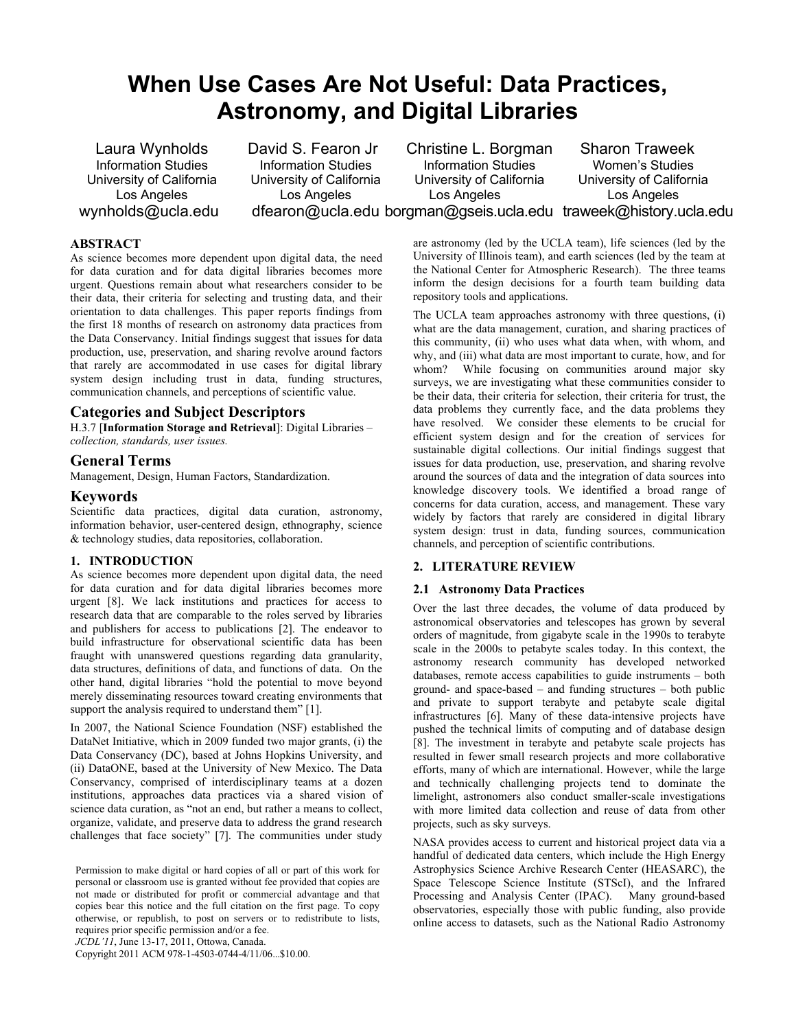# When Use Cases Are Not Useful: Data Practices, Astronomy, and Digital Libraries

Laura Wynholds
Information Studies
University of California
Los Angeles
wynholds@ucla.edu

David S. Fearon Jr
Information Studies
University of California
Los Angeles
dfearon@ucla.edu

Christine L. Borgman
Information Studies
University of California
Los Angeles
borgman@gseis.ucla.edu

Sharon Traweek
Women's Studies
University of California
Los Angeles
traweek@history.ucla.edu

## ABSTRACT

As science becomes more dependent upon digital data, the need for data curation and for data digital libraries becomes more urgent. Questions remain about what researchers consider to be their data, their criteria for selecting and trusting data, and their orientation to data challenges. This paper reports findings from the first 18 months of research on astronomy data practices from the Data Conservancy. Initial findings suggest that issues for data production, use, preservation, and sharing revolve around factors that rarely are accommodated in use cases for digital library system design including trust in data, funding structures, communication channels, and perceptions of scientific value.

## Categories and Subject Descriptors

H.3.7 [**Information Storage and Retrieval**]: Digital Libraries – *collection, standards, user issues.*

## General Terms

Management, Design, Human Factors, Standardization.

## Keywords

Scientific data practices, digital data curation, astronomy, information behavior, user-centered design, ethnography, science & technology studies, data repositories, collaboration.

## 1. INTRODUCTION

As science becomes more dependent upon digital data, the need for data curation and for data digital libraries becomes more urgent [8]. We lack institutions and practices for access to research data that are comparable to the roles served by libraries and publishers for access to publications [2]. The endeavor to build infrastructure for observational scientific data has been fraught with unanswered questions regarding data granularity, data structures, definitions of data, and functions of data. On the other hand, digital libraries "hold the potential to move beyond merely disseminating resources toward creating environments that support the analysis required to understand them" [1].

In 2007, the National Science Foundation (NSF) established the DataNet Initiative, which in 2009 funded two major grants, (i) the Data Conservancy (DC), based at Johns Hopkins University, and (ii) DataONE, based at the University of New Mexico. The Data Conservancy, comprised of interdisciplinary teams at a dozen institutions, approaches data practices via a shared vision of science data curation, as "not an end, but rather a means to collect, organize, validate, and preserve data to address the grand research challenges that face society" [7]. The communities under study are astronomy (led by the UCLA team), life sciences (led by the University of Illinois team), and earth sciences (led by the team at the National Center for Atmospheric Research). The three teams inform the design decisions for a fourth team building data repository tools and applications.

The UCLA team approaches astronomy with three questions, (i) what are the data management, curation, and sharing practices of this community, (ii) who uses what data when, with whom, and why, and (iii) what data are most important to curate, how, and for whom? While focusing on communities around major sky surveys, we are investigating what these communities consider to be their data, their criteria for selection, their criteria for trust, the data problems they currently face, and the data problems they have resolved. We consider these elements to be crucial for efficient system design and for the creation of services for sustainable digital collections. Our initial findings suggest that issues for data production, use, preservation, and sharing revolve around the sources of data and the integration of data sources into knowledge discovery tools. We identified a broad range of concerns for data curation, access, and management. These vary widely by factors that rarely are considered in digital library system design: trust in data, funding sources, communication channels, and perception of scientific contributions.

## 2. LITERATURE REVIEW

### 2.1 Astronomy Data Practices

Over the last three decades, the volume of data produced by astronomical observatories and telescopes has grown by several orders of magnitude, from gigabyte scale in the 1990s to terabyte scale in the 2000s to petabyte scales today. In this context, the astronomy research community has developed networked databases, remote access capabilities to guide instruments – both ground- and space-based – and funding structures – both public and private to support terabyte and petabyte scale digital infrastructures [6]. Many of these data-intensive projects have pushed the technical limits of computing and of database design [8]. The investment in terabyte and petabyte scale projects has resulted in fewer small research projects and more collaborative efforts, many of which are international. However, while the large and technically challenging projects tend to dominate the limelight, astronomers also conduct smaller-scale investigations with more limited data collection and reuse of data from other projects, such as sky surveys.

NASA provides access to current and historical project data via a handful of dedicated data centers, which include the High Energy Astrophysics Science Archive Research Center (HEASARC), the Space Telescope Science Institute (STScI), and the Infrared Processing and Analysis Center (IPAC). Many ground-based observatories, especially those with public funding, also provide online access to datasets, such as the National Radio Astronomy

Permission to make digital or hard copies of all or part of this work for personal or classroom use is granted without fee provided that copies are not made or distributed for profit or commercial advantage and that copies bear this notice and the full citation on the first page. To copy otherwise, or republish, to post on servers or to redistribute to lists, requires prior specific permission and/or a fee.
*JCDL'11*, June 13-17, 2011, Ottowa, Canada.
Copyright 2011 ACM 978-1-4503-0744-4/11/06...$10.00.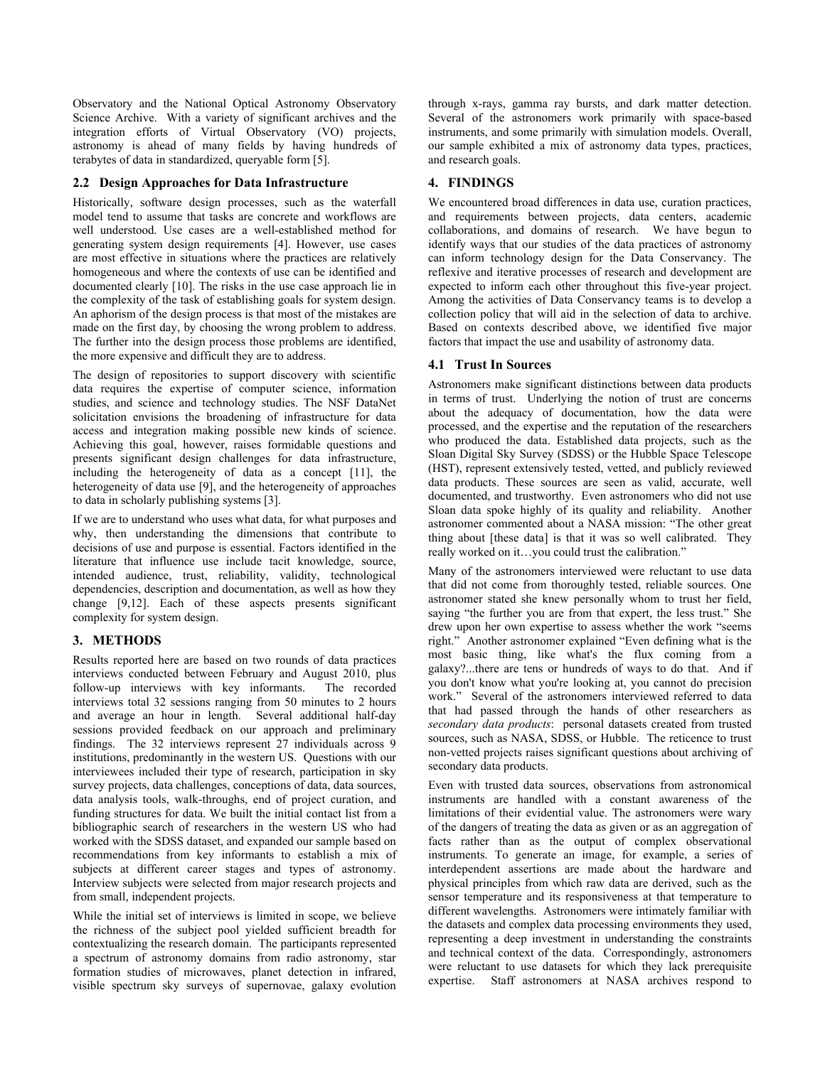Observatory and the National Optical Astronomy Observatory Science Archive. With a variety of significant archives and the integration efforts of Virtual Observatory (VO) projects, astronomy is ahead of many fields by having hundreds of terabytes of data in standardized, queryable form [5].

### 2.2 Design Approaches for Data Infrastructure

Historically, software design processes, such as the waterfall model tend to assume that tasks are concrete and workflows are well understood. Use cases are a well-established method for generating system design requirements [4]. However, use cases are most effective in situations where the practices are relatively homogeneous and where the contexts of use can be identified and documented clearly [10]. The risks in the use case approach lie in the complexity of the task of establishing goals for system design. An aphorism of the design process is that most of the mistakes are made on the first day, by choosing the wrong problem to address. The further into the design process those problems are identified, the more expensive and difficult they are to address.

The design of repositories to support discovery with scientific data requires the expertise of computer science, information studies, and science and technology studies. The NSF DataNet solicitation envisions the broadening of infrastructure for data access and integration making possible new kinds of science. Achieving this goal, however, raises formidable questions and presents significant design challenges for data infrastructure, including the heterogeneity of data as a concept [11], the heterogeneity of data use [9], and the heterogeneity of approaches to data in scholarly publishing systems [3].

If we are to understand who uses what data, for what purposes and why, then understanding the dimensions that contribute to decisions of use and purpose is essential. Factors identified in the literature that influence use include tacit knowledge, source, intended audience, trust, reliability, validity, technological dependencies, description and documentation, as well as how they change [9,12]. Each of these aspects presents significant complexity for system design.

## 3. METHODS

Results reported here are based on two rounds of data practices interviews conducted between February and August 2010, plus follow-up interviews with key informants. The recorded interviews total 32 sessions ranging from 50 minutes to 2 hours and average an hour in length. Several additional half-day sessions provided feedback on our approach and preliminary findings. The 32 interviews represent 27 individuals across 9 institutions, predominantly in the western US. Questions with our interviewees included their type of research, participation in sky survey projects, data challenges, conceptions of data, data sources, data analysis tools, walk-throughs, end of project curation, and funding structures for data. We built the initial contact list from a bibliographic search of researchers in the western US who had worked with the SDSS dataset, and expanded our sample based on recommendations from key informants to establish a mix of subjects at different career stages and types of astronomy. Interview subjects were selected from major research projects and from small, independent projects.

While the initial set of interviews is limited in scope, we believe the richness of the subject pool yielded sufficient breadth for contextualizing the research domain. The participants represented a spectrum of astronomy domains from radio astronomy, star formation studies of microwaves, planet detection in infrared, visible spectrum sky surveys of supernovae, galaxy evolution through x-rays, gamma ray bursts, and dark matter detection. Several of the astronomers work primarily with space-based instruments, and some primarily with simulation models. Overall, our sample exhibited a mix of astronomy data types, practices, and research goals.

## 4. FINDINGS

We encountered broad differences in data use, curation practices, and requirements between projects, data centers, academic collaborations, and domains of research. We have begun to identify ways that our studies of the data practices of astronomy can inform technology design for the Data Conservancy. The reflexive and iterative processes of research and development are expected to inform each other throughout this five-year project. Among the activities of Data Conservancy teams is to develop a collection policy that will aid in the selection of data to archive. Based on contexts described above, we identified five major factors that impact the use and usability of astronomy data.

### 4.1 Trust In Sources

Astronomers make significant distinctions between data products in terms of trust. Underlying the notion of trust are concerns about the adequacy of documentation, how the data were processed, and the expertise and the reputation of the researchers who produced the data. Established data projects, such as the Sloan Digital Sky Survey (SDSS) or the Hubble Space Telescope (HST), represent extensively tested, vetted, and publicly reviewed data products. These sources are seen as valid, accurate, well documented, and trustworthy. Even astronomers who did not use Sloan data spoke highly of its quality and reliability. Another astronomer commented about a NASA mission: "The other great thing about [these data] is that it was so well calibrated. They really worked on it…you could trust the calibration."

Many of the astronomers interviewed were reluctant to use data that did not come from thoroughly tested, reliable sources. One astronomer stated she knew personally whom to trust her field, saying "the further you are from that expert, the less trust." She drew upon her own expertise to assess whether the work "seems right." Another astronomer explained "Even defining what is the most basic thing, like what's the flux coming from a galaxy?...there are tens or hundreds of ways to do that. And if you don't know what you're looking at, you cannot do precision work." Several of the astronomers interviewed referred to data that had passed through the hands of other researchers as *secondary data products*: personal datasets created from trusted sources, such as NASA, SDSS, or Hubble. The reticence to trust non-vetted projects raises significant questions about archiving of secondary data products.

Even with trusted data sources, observations from astronomical instruments are handled with a constant awareness of the limitations of their evidential value. The astronomers were wary of the dangers of treating the data as given or as an aggregation of facts rather than as the output of complex observational instruments. To generate an image, for example, a series of interdependent assertions are made about the hardware and physical principles from which raw data are derived, such as the sensor temperature and its responsiveness at that temperature to different wavelengths. Astronomers were intimately familiar with the datasets and complex data processing environments they used, representing a deep investment in understanding the constraints and technical context of the data. Correspondingly, astronomers were reluctant to use datasets for which they lack prerequisite expertise. Staff astronomers at NASA archives respond to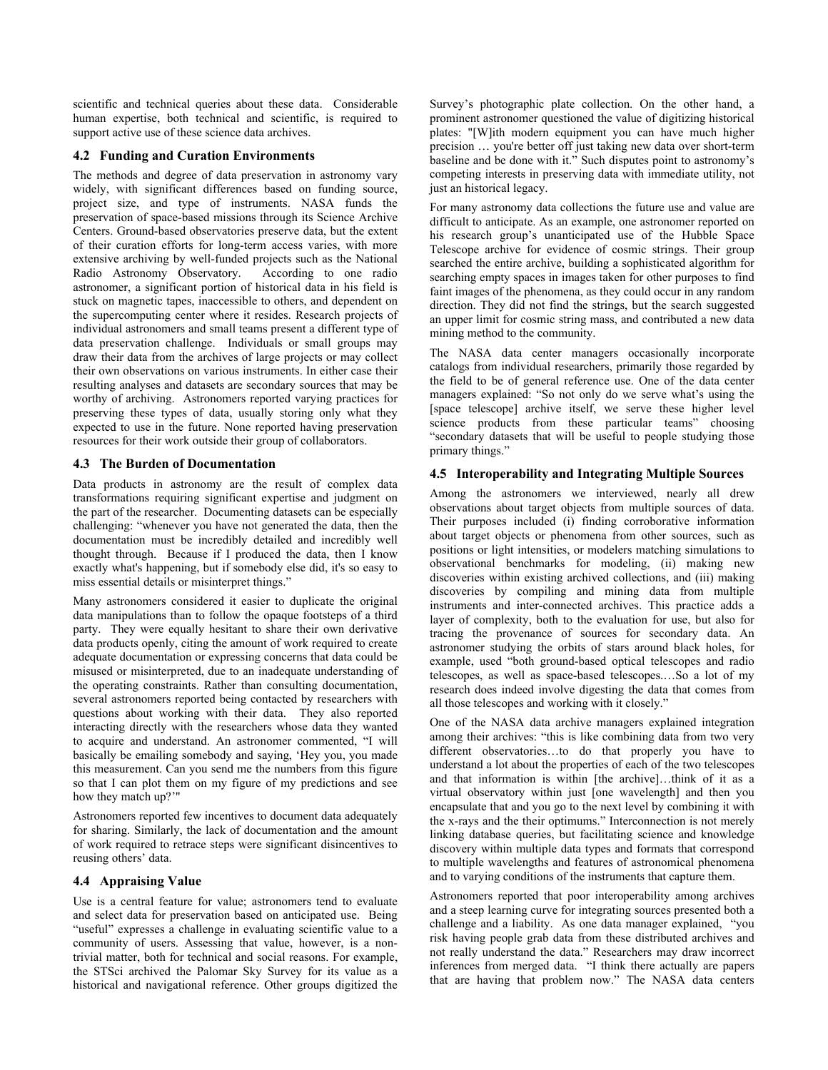scientific and technical queries about these data. Considerable human expertise, both technical and scientific, is required to support active use of these science data archives.

### 4.2 Funding and Curation Environments

The methods and degree of data preservation in astronomy vary widely, with significant differences based on funding source, project size, and type of instruments. NASA funds the preservation of space-based missions through its Science Archive Centers. Ground-based observatories preserve data, but the extent of their curation efforts for long-term access varies, with more extensive archiving by well-funded projects such as the National Radio Astronomy Observatory. According to one radio astronomer, a significant portion of historical data in his field is stuck on magnetic tapes, inaccessible to others, and dependent on the supercomputing center where it resides. Research projects of individual astronomers and small teams present a different type of data preservation challenge. Individuals or small groups may draw their data from the archives of large projects or may collect their own observations on various instruments. In either case their resulting analyses and datasets are secondary sources that may be worthy of archiving. Astronomers reported varying practices for preserving these types of data, usually storing only what they expected to use in the future. None reported having preservation resources for their work outside their group of collaborators.

### 4.3 The Burden of Documentation

Data products in astronomy are the result of complex data transformations requiring significant expertise and judgment on the part of the researcher. Documenting datasets can be especially challenging: "whenever you have not generated the data, then the documentation must be incredibly detailed and incredibly well thought through. Because if I produced the data, then I know exactly what's happening, but if somebody else did, it's so easy to miss essential details or misinterpret things."

Many astronomers considered it easier to duplicate the original data manipulations than to follow the opaque footsteps of a third party. They were equally hesitant to share their own derivative data products openly, citing the amount of work required to create adequate documentation or expressing concerns that data could be misused or misinterpreted, due to an inadequate understanding of the operating constraints. Rather than consulting documentation, several astronomers reported being contacted by researchers with questions about working with their data. They also reported interacting directly with the researchers whose data they wanted to acquire and understand. An astronomer commented, "I will basically be emailing somebody and saying, 'Hey you, you made this measurement. Can you send me the numbers from this figure so that I can plot them on my figure of my predictions and see how they match up?'"

Astronomers reported few incentives to document data adequately for sharing. Similarly, the lack of documentation and the amount of work required to retrace steps were significant disincentives to reusing others' data.

### 4.4 Appraising Value

Use is a central feature for value; astronomers tend to evaluate and select data for preservation based on anticipated use. Being "useful" expresses a challenge in evaluating scientific value to a community of users. Assessing that value, however, is a non-trivial matter, both for technical and social reasons. For example, the STSci archived the Palomar Sky Survey for its value as a historical and navigational reference. Other groups digitized the Survey's photographic plate collection. On the other hand, a prominent astronomer questioned the value of digitizing historical plates: "[W]ith modern equipment you can have much higher precision … you're better off just taking new data over short-term baseline and be done with it." Such disputes point to astronomy's competing interests in preserving data with immediate utility, not just an historical legacy.

For many astronomy data collections the future use and value are difficult to anticipate. As an example, one astronomer reported on his research group's unanticipated use of the Hubble Space Telescope archive for evidence of cosmic strings. Their group searched the entire archive, building a sophisticated algorithm for searching empty spaces in images taken for other purposes to find faint images of the phenomena, as they could occur in any random direction. They did not find the strings, but the search suggested an upper limit for cosmic string mass, and contributed a new data mining method to the community.

The NASA data center managers occasionally incorporate catalogs from individual researchers, primarily those regarded by the field to be of general reference use. One of the data center managers explained: "So not only do we serve what's using the [space telescope] archive itself, we serve these higher level science products from these particular teams" choosing "secondary datasets that will be useful to people studying those primary things."

### 4.5 Interoperability and Integrating Multiple Sources

Among the astronomers we interviewed, nearly all drew observations about target objects from multiple sources of data. Their purposes included (i) finding corroborative information about target objects or phenomena from other sources, such as positions or light intensities, or modelers matching simulations to observational benchmarks for modeling, (ii) making new discoveries within existing archived collections, and (iii) making discoveries by compiling and mining data from multiple instruments and inter-connected archives. This practice adds a layer of complexity, both to the evaluation for use, but also for tracing the provenance of sources for secondary data. An astronomer studying the orbits of stars around black holes, for example, used "both ground-based optical telescopes and radio telescopes, as well as space-based telescopes.…So a lot of my research does indeed involve digesting the data that comes from all those telescopes and working with it closely."

One of the NASA data archive managers explained integration among their archives: "this is like combining data from two very different observatories…to do that properly you have to understand a lot about the properties of each of the two telescopes and that information is within [the archive]…think of it as a virtual observatory within just [one wavelength] and then you encapsulate that and you go to the next level by combining it with the x-rays and the their optimums." Interconnection is not merely linking database queries, but facilitating science and knowledge discovery within multiple data types and formats that correspond to multiple wavelengths and features of astronomical phenomena and to varying conditions of the instruments that capture them.

Astronomers reported that poor interoperability among archives and a steep learning curve for integrating sources presented both a challenge and a liability. As one data manager explained, "you risk having people grab data from these distributed archives and not really understand the data." Researchers may draw incorrect inferences from merged data. "I think there actually are papers that are having that problem now." The NASA data centers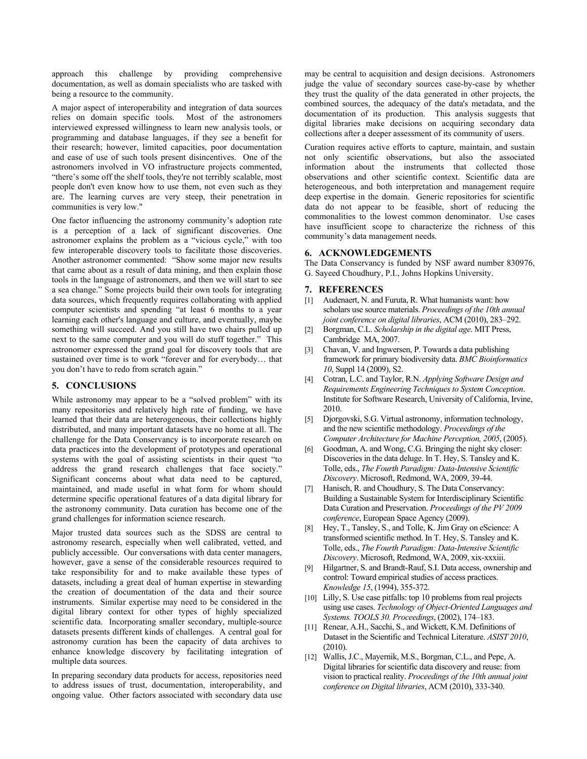approach this challenge by providing comprehensive documentation, as well as domain specialists who are tasked with being a resource to the community.

A major aspect of interoperability and integration of data sources relies on domain specific tools. Most of the astronomers interviewed expressed willingness to learn new analysis tools, or programming and database languages, if they see a benefit for their research; however, limited capacities, poor documentation and ease of use of such tools present disincentives. One of the astronomers involved in VO infrastructure projects commented, "there's some off the shelf tools, they're not terribly scalable, most people don't even know how to use them, not even such as they are. The learning curves are very steep, their penetration in communities is very low."

One factor influencing the astronomy community's adoption rate is a perception of a lack of significant discoveries. One astronomer explains the problem as a "vicious cycle," with too few interoperable discovery tools to facilitate those discoveries. Another astronomer commented: "Show some major new results that came about as a result of data mining, and then explain those tools in the language of astronomers, and then we will start to see a sea change." Some projects build their own tools for integrating data sources, which frequently requires collaborating with applied computer scientists and spending "at least 6 months to a year learning each other's language and culture, and eventually, maybe something will succeed. And you still have two chairs pulled up next to the same computer and you will do stuff together." This astronomer expressed the grand goal for discovery tools that are sustained over time is to work "forever and for everybody… that you don't have to redo from scratch again."

## 5. CONCLUSIONS

While astronomy may appear to be a "solved problem" with its many repositories and relatively high rate of funding, we have learned that their data are heterogeneous, their collections highly distributed, and many important datasets have no home at all. The challenge for the Data Conservancy is to incorporate research on data practices into the development of prototypes and operational systems with the goal of assisting scientists in their quest "to address the grand research challenges that face society." Significant concerns about what data need to be captured, maintained, and made useful in what form for whom should determine specific operational features of a data digital library for the astronomy community. Data curation has become one of the grand challenges for information science research.

Major trusted data sources such as the SDSS are central to astronomy research, especially when well calibrated, vetted, and publicly accessible. Our conversations with data center managers, however, gave a sense of the considerable resources required to take responsibility for and to make available these types of datasets, including a great deal of human expertise in stewarding the creation of documentation of the data and their source instruments. Similar expertise may need to be considered in the digital library context for other types of highly specialized scientific data. Incorporating smaller secondary, multiple-source datasets presents different kinds of challenges. A central goal for astronomy curation has been the capacity of data archives to enhance knowledge discovery by facilitating integration of multiple data sources.

In preparing secondary data products for access, repositories need to address issues of trust, documentation, interoperability, and ongoing value. Other factors associated with secondary data use may be central to acquisition and design decisions. Astronomers judge the value of secondary sources case-by-case by whether they trust the quality of the data generated in other projects, the combined sources, the adequacy of the data's metadata, and the documentation of its production. This analysis suggests that digital libraries make decisions on acquiring secondary data collections after a deeper assessment of its community of users.

Curation requires active efforts to capture, maintain, and sustain not only scientific observations, but also the associated information about the instruments that collected those observations and other scientific context. Scientific data are heterogeneous, and both interpretation and management require deep expertise in the domain. Generic repositories for scientific data do not appear to be feasible, short of reducing the commonalities to the lowest common denominator. Use cases have insufficient scope to characterize the richness of this community's data management needs.

## 6. ACKNOWLEDGEMENTS

The Data Conservancy is funded by NSF award number 830976, G. Sayeed Choudhury, P.I., Johns Hopkins University.

## 7. REFERENCES

[1] Audenaert, N. and Furuta, R. What humanists want: how scholars use source materials. *Proceedings of the 10th annual joint conference on digital libraries*, ACM (2010), 283–292.

[2] Borgman, C.L. *Scholarship in the digital age*. MIT Press, Cambridge MA, 2007.

[3] Chavan, V. and Ingwersen, P. Towards a data publishing framework for primary biodiversity data. *BMC Bioinformatics 10*, Suppl 14 (2009), S2.

[4] Cotran, L.C. and Taylor, R.N. *Applying Software Design and Requirements Engineering Techniques to System Conception*. Institute for Software Research, University of California, Irvine, 2010.

[5] Djorgovski, S.G. Virtual astronomy, information technology, and the new scientific methodology. *Proceedings of the Computer Architecture for Machine Perception, 2005*, (2005).

[6] Goodman, A. and Wong, C.G. Bringing the night sky closer: Discoveries in the data deluge. In T. Hey, S. Tansley and K. Tolle, eds., *The Fourth Paradigm: Data-Intensive Scientific Discovery*. Microsoft, Redmond, WA, 2009, 39-44.

[7] Hanisch, R. and Choudhury, S. The Data Conservancy: Building a Sustainable System for Interdisciplinary Scientific Data Curation and Preservation. *Proceedings of the PV 2009 conference*, European Space Agency (2009).

[8] Hey, T., Tansley, S., and Tolle, K. Jim Gray on eScience: A transformed scientific method. In T. Hey, S. Tansley and K. Tolle, eds., *The Fourth Paradigm: Data-Intensive Scientific Discovery*. Microsoft, Redmond, WA, 2009, xix-xxxiii.

[9] Hilgartner, S. and Brandt-Rauf, S.I. Data access, ownership and control: Toward empirical studies of access practices. *Knowledge 15*, (1994), 355-372.

[10] Lilly, S. Use case pitfalls: top 10 problems from real projects using use cases. *Technology of Object-Oriented Languages and Systems. TOOLS 30. Proceedings*, (2002), 174–183.

[11] Renear, A.H., Sacchi, S., and Wickett, K.M. Definitions of Dataset in the Scientific and Technical Literature. *ASIST 2010*, (2010).

[12] Wallis, J.C., Mayernik, M.S., Borgman, C.L., and Pepe, A. Digital libraries for scientific data discovery and reuse: from vision to practical reality. *Proceedings of the 10th annual joint conference on Digital libraries*, ACM (2010), 333-340.